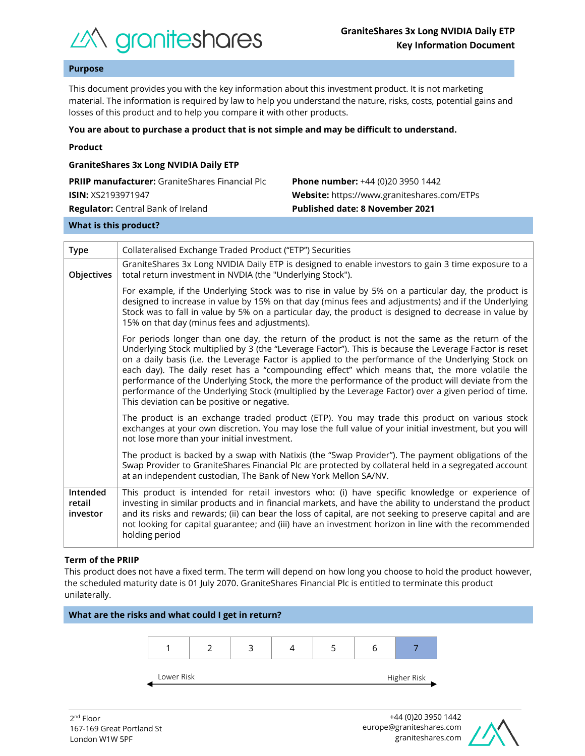# GraniteShares 3x Long NVIDIA Daily ETP
## Key Information Document

## Purpose

This document provides you with the key information about this investment product. It is not marketing material. The information is required by law to help you understand the nature, risks, costs, potential gains and losses of this product and to help you compare it with other products.

**You are about to purchase a product that is not simple and may be difficult to understand.**

**Product**

**GraniteShares 3x Long NVIDIA Daily ETP**

**PRIIP manufacturer:** GraniteShares Financial Plc
**ISIN:** XS2193971947
**Regulator:** Central Bank of Ireland

**Phone number:** +44 (0)20 3950 1442
**Website:** https://www.graniteshares.com/ETPs
**Published date: 8 November 2021**

## What is this product?

| | |
|---|---|
| **Type** | Collateralised Exchange Traded Product ("ETP") Securities |
| **Objectives** | GraniteShares 3x Long NVIDIA Daily ETP is designed to enable investors to gain 3 time exposure to a total return investment in NVDIA (the "Underlying Stock").<br><br>For example, if the Underlying Stock was to rise in value by 5% on a particular day, the product is designed to increase in value by 15% on that day (minus fees and adjustments) and if the Underlying Stock was to fall in value by 5% on a particular day, the product is designed to decrease in value by 15% on that day (minus fees and adjustments).<br><br>For periods longer than one day, the return of the product is not the same as the return of the Underlying Stock multiplied by 3 (the "Leverage Factor"). This is because the Leverage Factor is reset on a daily basis (i.e. the Leverage Factor is applied to the performance of the Underlying Stock on each day). The daily reset has a "compounding effect" which means that, the more volatile the performance of the Underlying Stock, the more the performance of the product will deviate from the performance of the Underlying Stock (multiplied by the Leverage Factor) over a given period of time. This deviation can be positive or negative.<br><br>The product is an exchange traded product (ETP). You may trade this product on various stock exchanges at your own discretion. You may lose the full value of your initial investment, but you will not lose more than your initial investment.<br><br>The product is backed by a swap with Natixis (the "Swap Provider"). The payment obligations of the Swap Provider to GraniteShares Financial Plc are protected by collateral held in a segregated account at an independent custodian, The Bank of New York Mellon SA/NV. |
| **Intended retail investor** | This product is intended for retail investors who: (i) have specific knowledge or experience of investing in similar products and in financial markets, and have the ability to understand the product and its risks and rewards; (ii) can bear the loss of capital, are not seeking to preserve capital and are not looking for capital guarantee; and (iii) have an investment horizon in line with the recommended holding period |

**Term of the PRIIP**

This product does not have a fixed term. The term will depend on how long you choose to hold the product however, the scheduled maturity date is 01 July 2070. GraniteShares Financial Plc is entitled to terminate this product unilaterally.

## What are the risks and what could I get in return?

| 1 | 2 | 3 | 4 | 5 | 6 | **7** |
|---|---|---|---|---|---|---|

Lower Risk ←——————————→ Higher Risk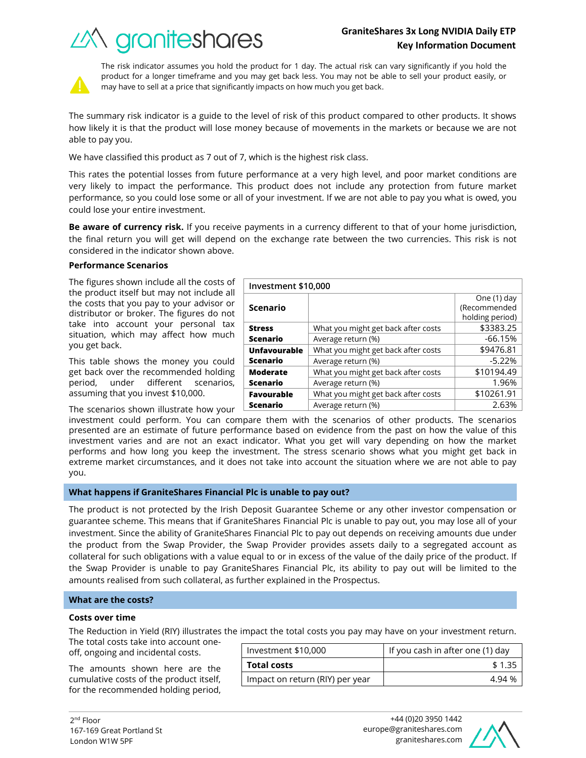The risk indicator assumes you hold the product for 1 day. The actual risk can vary significantly if you hold the product for a longer timeframe and you may get back less. You may not be able to sell your product easily, or may have to sell at a price that significantly impacts on how much you get back.

The summary risk indicator is a guide to the level of risk of this product compared to other products. It shows how likely it is that the product will lose money because of movements in the markets or because we are not able to pay you.

We have classified this product as 7 out of 7, which is the highest risk class.

This rates the potential losses from future performance at a very high level, and poor market conditions are very likely to impact the performance. This product does not include any protection from future market performance, so you could lose some or all of your investment. If we are not able to pay you what is owed, you could lose your entire investment.

**Be aware of currency risk.** If you receive payments in a currency different to that of your home jurisdiction, the final return you will get will depend on the exchange rate between the two currencies. This risk is not considered in the indicator shown above.

**Performance Scenarios**

The figures shown include all the costs of the product itself but may not include all the costs that you pay to your advisor or distributor or broker. The figures do not take into account your personal tax situation, which may affect how much you get back.

This table shows the money you could get back over the recommended holding period, under different scenarios, assuming that you invest $10,000.

| Investment $10,000 | | |
|---|---|---|
| **Scenario** | | One (1) day (Recommended holding period) |
| **Stress Scenario** | What you might get back after costs | $3383.25 |
| | Average return (%) | -66.15% |
| **Unfavourable Scenario** | What you might get back after costs | $9476.81 |
| | Average return (%) | -5.22% |
| **Moderate Scenario** | What you might get back after costs | $10194.49 |
| | Average return (%) | 1.96% |
| **Favourable Scenario** | What you might get back after costs | $10261.91 |
| | Average return (%) | 2.63% |

The scenarios shown illustrate how your investment could perform. You can compare them with the scenarios of other products. The scenarios presented are an estimate of future performance based on evidence from the past on how the value of this investment varies and are not an exact indicator. What you get will vary depending on how the market performs and how long you keep the investment. The stress scenario shows what you might get back in extreme market circumstances, and it does not take into account the situation where we are not able to pay you.

## What happens if GraniteShares Financial Plc is unable to pay out?

The product is not protected by the Irish Deposit Guarantee Scheme or any other investor compensation or guarantee scheme. This means that if GraniteShares Financial Plc is unable to pay out, you may lose all of your investment. Since the ability of GraniteShares Financial Plc to pay out depends on receiving amounts due under the product from the Swap Provider, the Swap Provider provides assets daily to a segregated account as collateral for such obligations with a value equal to or in excess of the value of the daily price of the product. If the Swap Provider is unable to pay GraniteShares Financial Plc, its ability to pay out will be limited to the amounts realised from such collateral, as further explained in the Prospectus.

## What are the costs?

**Costs over time**

The Reduction in Yield (RIY) illustrates the impact the total costs you pay may have on your investment return. The total costs take into account one-off, ongoing and incidental costs.

The amounts shown here are the cumulative costs of the product itself, for the recommended holding period,

| Investment $10,000 | If you cash in after one (1) day |
|---|---|
| **Total costs** | $ 1.35 |
| Impact on return (RIY) per year | 4.94 % |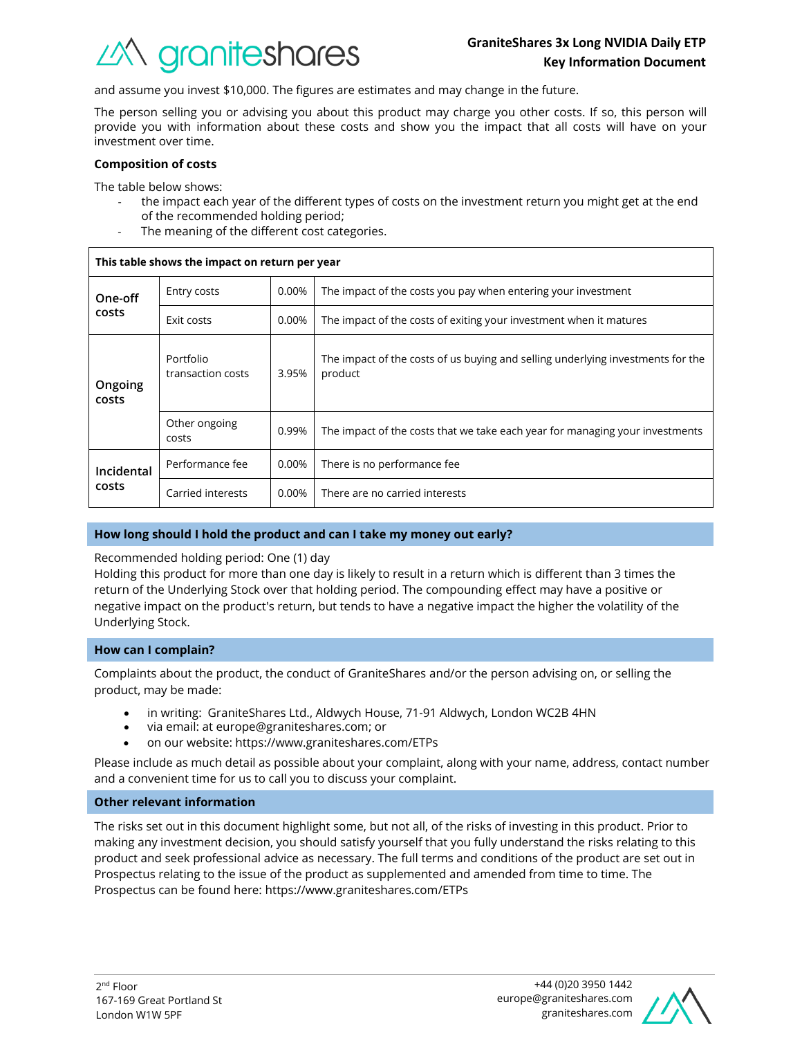and assume you invest $10,000. The figures are estimates and may change in the future.

The person selling you or advising you about this product may charge you other costs. If so, this person will provide you with information about these costs and show you the impact that all costs will have on your investment over time.

**Composition of costs**

The table below shows:

- the impact each year of the different types of costs on the investment return you might get at the end of the recommended holding period;
- The meaning of the different cost categories.

| This table shows the impact on return per year | | | |
|---|---|---|---|
| One-off costs | Entry costs | 0.00% | The impact of the costs you pay when entering your investment |
| | Exit costs | 0.00% | The impact of the costs of exiting your investment when it matures |
| Ongoing costs | Portfolio transaction costs | 3.95% | The impact of the costs of us buying and selling underlying investments for the product |
| | Other ongoing costs | 0.99% | The impact of the costs that we take each year for managing your investments |
| Incidental costs | Performance fee | 0.00% | There is no performance fee |
| | Carried interests | 0.00% | There are no carried interests |

## How long should I hold the product and can I take my money out early?

Recommended holding period: One (1) day

Holding this product for more than one day is likely to result in a return which is different than 3 times the return of the Underlying Stock over that holding period. The compounding effect may have a positive or negative impact on the product's return, but tends to have a negative impact the higher the volatility of the Underlying Stock.

## How can I complain?

Complaints about the product, the conduct of GraniteShares and/or the person advising on, or selling the product, may be made:

- in writing: GraniteShares Ltd., Aldwych House, 71-91 Aldwych, London WC2B 4HN
- via email: at europe@graniteshares.com; or
- on our website: https://www.graniteshares.com/ETPs

Please include as much detail as possible about your complaint, along with your name, address, contact number and a convenient time for us to call you to discuss your complaint.

## Other relevant information

The risks set out in this document highlight some, but not all, of the risks of investing in this product. Prior to making any investment decision, you should satisfy yourself that you fully understand the risks relating to this product and seek professional advice as necessary. The full terms and conditions of the product are set out in Prospectus relating to the issue of the product as supplemented and amended from time to time. The Prospectus can be found here: https://www.graniteshares.com/ETPs